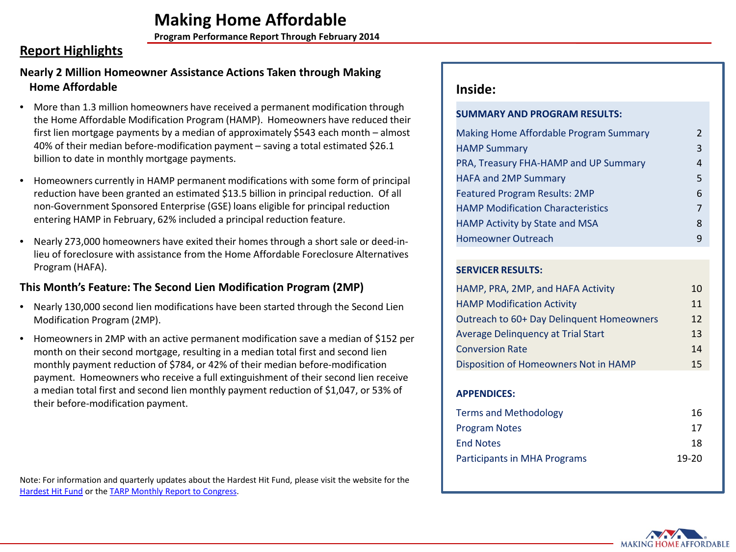# Making Home Affordable

**Program Performance Report Through February 2014**

## Report Highlights

### Nearly 2 Million Homeowner Assistance Actions Taken through Making Home Affordable

- More than 1.3 million homeowners have received a permanent modification through the Home Affordable Modification Program (HAMP). Homeowners have reduced their first lien mortgage payments by a median of approximately $543 each month – almost 40% of their median before-modification payment – saving a total estimated $26.1 billion to date in monthly mortgage payments.
- Homeowners currently in HAMP permanent modifications with some form of principal reduction have been granted an estimated $13.5 billion in principal reduction. Of all non-Government Sponsored Enterprise (GSE) loans eligible for principal reduction entering HAMP in February, 62% included a principal reduction feature.
- Nearly 273,000 homeowners have exited their homes through a short sale or deed-in-lieu of foreclosure with assistance from the Home Affordable Foreclosure Alternatives Program (HAFA).

### This Month's Feature: The Second Lien Modification Program (2MP)

- Nearly 130,000 second lien modifications have been started through the Second Lien Modification Program (2MP).
- Homeowners in 2MP with an active permanent modification save a median of $152 per month on their second mortgage, resulting in a median total first and second lien monthly payment reduction of $784, or 42% of their median before-modification payment. Homeowners who receive a full extinguishment of their second lien receive a median total first and second lien monthly payment reduction of $1,047, or 53% of their before-modification payment.

Note: For information and quarterly updates about the Hardest Hit Fund, please visit the website for the Hardest Hit Fund or the TARP Monthly Report to Congress.

## Inside:

**SUMMARY AND PROGRAM RESULTS:**

| | |
|---|---|
| Making Home Affordable Program Summary | 2 |
| HAMP Summary | 3 |
| PRA, Treasury FHA-HAMP and UP Summary | 4 |
| HAFA and 2MP Summary | 5 |
| Featured Program Results: 2MP | 6 |
| HAMP Modification Characteristics | 7 |
| HAMP Activity by State and MSA | 8 |
| Homeowner Outreach | 9 |

**SERVICER RESULTS:**

| | |
|---|---|
| HAMP, PRA, 2MP, and HAFA Activity | 10 |
| HAMP Modification Activity | 11 |
| Outreach to 60+ Day Delinquent Homeowners | 12 |
| Average Delinquency at Trial Start | 13 |
| Conversion Rate | 14 |
| Disposition of Homeowners Not in HAMP | 15 |

**APPENDICES:**

| | |
|---|---|
| Terms and Methodology | 16 |
| Program Notes | 17 |
| End Notes | 18 |
| Participants in MHA Programs | 19-20 |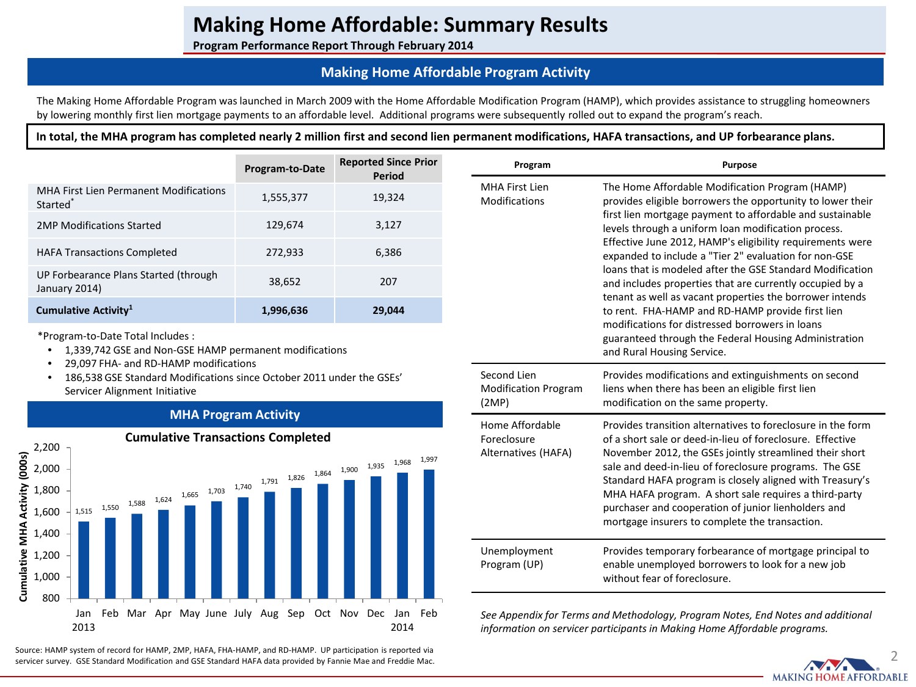# Making Home Affordable: Summary Results

**Program Performance Report Through February 2014**

## Making Home Affordable Program Activity

The Making Home Affordable Program was launched in March 2009 with the Home Affordable Modification Program (HAMP), which provides assistance to struggling homeowners by lowering monthly first lien mortgage payments to an affordable level. Additional programs were subsequently rolled out to expand the program's reach.

**In total, the MHA program has completed nearly 2 million first and second lien permanent modifications, HAFA transactions, and UP forbearance plans.**

| | Program-to-Date | Reported Since Prior Period |
|---|---|---|
| MHA First Lien Permanent Modifications Started* | 1,555,377 | 19,324 |
| 2MP Modifications Started | 129,674 | 3,127 |
| HAFA Transactions Completed | 272,933 | 6,386 |
| UP Forbearance Plans Started (through January 2014) | 38,652 | 207 |
| **Cumulative Activity[1]** | **1,996,636** | **29,044** |

*Program-to-Date Total Includes :

- 1,339,742 GSE and Non-GSE HAMP permanent modifications
- 29,097 FHA- and RD-HAMP modifications
- 186,538 GSE Standard Modifications since October 2011 under the GSEs' Servicer Alignment Initiative

### MHA Program Activity

**Cumulative Transactions Completed**

Cumulative MHA Activity (000s)

| Month | Cumulative MHA Activity (000s) |
|---|---|
| Jan 2013 | 1,515 |
| Feb | 1,550 |
| Mar | 1,588 |
| Apr | 1,624 |
| May | 1,665 |
| June | 1,703 |
| July | 1,740 |
| Aug | 1,791 |
| Sep | 1,826 |
| Oct | 1,864 |
| Nov | 1,900 |
| Dec | 1,935 |
| Jan 2014 | 1,968 |
| Feb | 1,997 |

Source: HAMP system of record for HAMP, 2MP, HAFA, FHA-HAMP, and RD-HAMP. UP participation is reported via servicer survey. GSE Standard Modification and GSE Standard HAFA data provided by Fannie Mae and Freddie Mac.

| Program | Purpose |
|---|---|
| MHA First Lien Modifications | The Home Affordable Modification Program (HAMP) provides eligible borrowers the opportunity to lower their first lien mortgage payment to affordable and sustainable levels through a uniform loan modification process. Effective June 2012, HAMP's eligibility requirements were expanded to include a "Tier 2" evaluation for non-GSE loans that is modeled after the GSE Standard Modification and includes properties that are currently occupied by a tenant as well as vacant properties the borrower intends to rent. FHA-HAMP and RD-HAMP provide first lien modifications for distressed borrowers in loans guaranteed through the Federal Housing Administration and Rural Housing Service. |
| Second Lien Modification Program (2MP) | Provides modifications and extinguishments on second liens when there has been an eligible first lien modification on the same property. |
| Home Affordable Foreclosure Alternatives (HAFA) | Provides transition alternatives to foreclosure in the form of a short sale or deed-in-lieu of foreclosure. Effective November 2012, the GSEs jointly streamlined their short sale and deed-in-lieu of foreclosure programs. The GSE Standard HAFA program is closely aligned with Treasury's MHA HAFA program. A short sale requires a third-party purchaser and cooperation of junior lienholders and mortgage insurers to complete the transaction. |
| Unemployment Program (UP) | Provides temporary forbearance of mortgage principal to enable unemployed borrowers to look for a new job without fear of foreclosure. |

*See Appendix for Terms and Methodology, Program Notes, End Notes and additional information on servicer participants in Making Home Affordable programs.*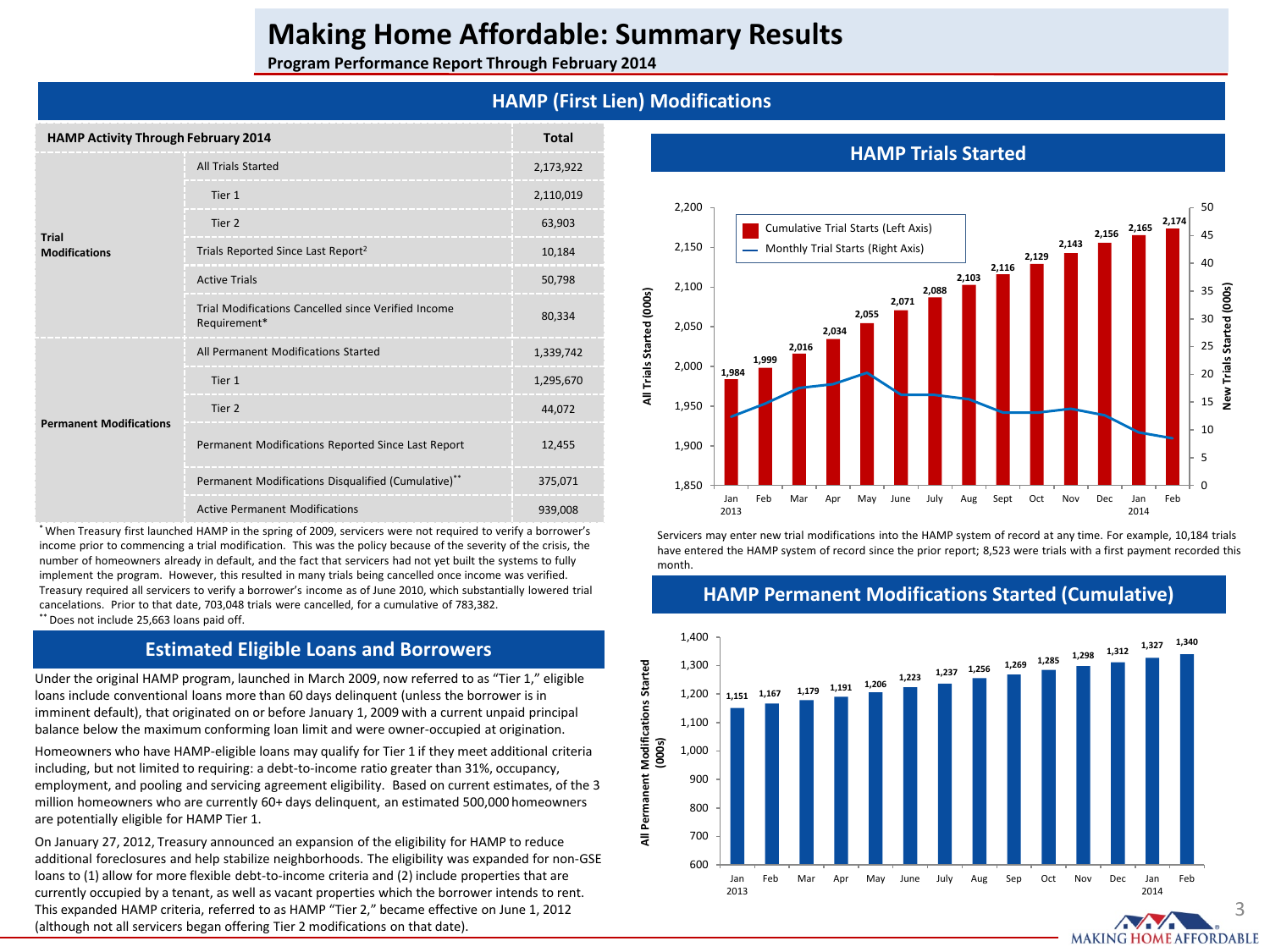# Making Home Affordable: Summary Results

**Program Performance Report Through February 2014**

## HAMP (First Lien) Modifications

| HAMP Activity Through February 2014 | | Total |
|---|---|---|
| **Trial Modifications** | All Trials Started | 2,173,922 |
| | Tier 1 | 2,110,019 |
| | Tier 2 | 63,903 |
| | Trials Reported Since Last Report[2] | 10,184 |
| | Active Trials | 50,798 |
| | Trial Modifications Cancelled since Verified Income Requirement* | 80,334 |
| **Permanent Modifications** | All Permanent Modifications Started | 1,339,742 |
| | Tier 1 | 1,295,670 |
| | Tier 2 | 44,072 |
| | Permanent Modifications Reported Since Last Report | 12,455 |
| | Permanent Modifications Disqualified (Cumulative)** | 375,071 |
| | Active Permanent Modifications | 939,008 |

* When Treasury first launched HAMP in the spring of 2009, servicers were not required to verify a borrower's income prior to commencing a trial modification. This was the policy because of the severity of the crisis, the number of homeowners already in default, and the fact that servicers had not yet built the systems to fully implement the program. However, this resulted in many trials being cancelled once income was verified. Treasury required all servicers to verify a borrower's income as of June 2010, which substantially lowered trial cancelations. Prior to that date, 703,048 trials were cancelled, for a cumulative of 783,382.

** Does not include 25,663 loans paid off.

## Estimated Eligible Loans and Borrowers

Under the original HAMP program, launched in March 2009, now referred to as "Tier 1," eligible loans include conventional loans more than 60 days delinquent (unless the borrower is in imminent default), that originated on or before January 1, 2009 with a current unpaid principal balance below the maximum conforming loan limit and were owner-occupied at origination.

Homeowners who have HAMP-eligible loans may qualify for Tier 1 if they meet additional criteria including, but not limited to requiring: a debt-to-income ratio greater than 31%, occupancy, employment, and pooling and servicing agreement eligibility. Based on current estimates, of the 3 million homeowners who are currently 60+ days delinquent, an estimated 500,000 homeowners are potentially eligible for HAMP Tier 1.

On January 27, 2012, Treasury announced an expansion of the eligibility for HAMP to reduce additional foreclosures and help stabilize neighborhoods. The eligibility was expanded for non-GSE loans to (1) allow for more flexible debt-to-income criteria and (2) include properties that are currently occupied by a tenant, as well as vacant properties which the borrower intends to rent. This expanded HAMP criteria, referred to as HAMP "Tier 2," became effective on June 1, 2012 (although not all servicers began offering Tier 2 modifications on that date).

## HAMP Trials Started

| Month | Cumulative Trial Starts (000s, Left Axis) |
|---|---|
| Jan 2013 | 1,984 |
| Feb | 1,999 |
| Mar | 2,016 |
| Apr | 2,034 |
| May | 2,055 |
| June | 2,071 |
| July | 2,088 |
| Aug | 2,103 |
| Sept | 2,116 |
| Oct | 2,129 |
| Nov | 2,143 |
| Dec | 2,156 |
| Jan 2014 | 2,165 |
| Feb | 2,174 |

Servicers may enter new trial modifications into the HAMP system of record at any time. For example, 10,184 trials have entered the HAMP system of record since the prior report; 8,523 were trials with a first payment recorded this month.

## HAMP Permanent Modifications Started (Cumulative)

| Month | All Permanent Modifications Started (000s) |
|---|---|
| Jan 2013 | 1,151 |
| Feb | 1,167 |
| Mar | 1,179 |
| Apr | 1,191 |
| May | 1,206 |
| June | 1,223 |
| July | 1,237 |
| Aug | 1,256 |
| Sep | 1,269 |
| Oct | 1,285 |
| Nov | 1,298 |
| Dec | 1,312 |
| Jan 2014 | 1,327 |
| Feb | 1,340 |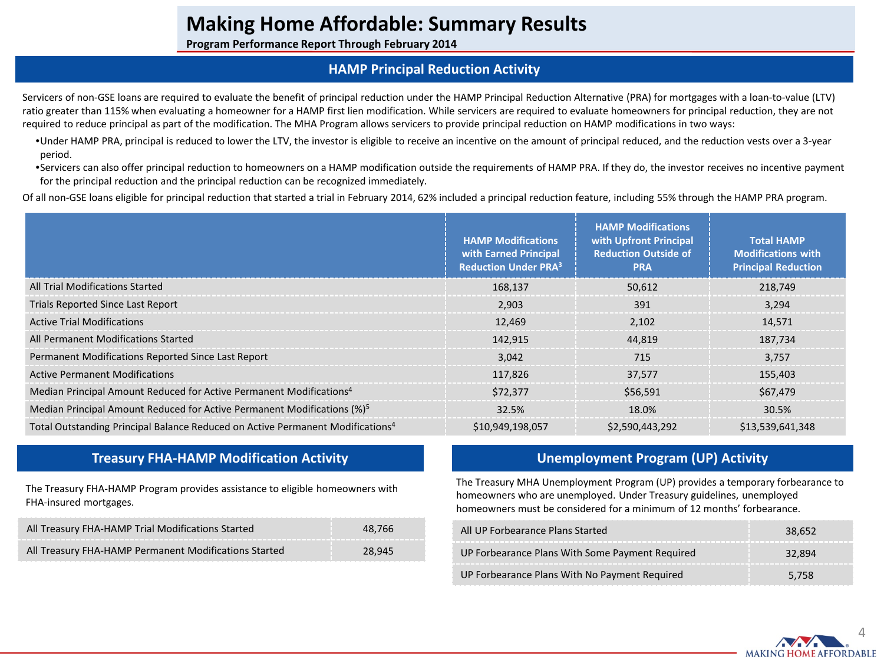# Making Home Affordable: Summary Results

**Program Performance Report Through February 2014**

## HAMP Principal Reduction Activity

Servicers of non-GSE loans are required to evaluate the benefit of principal reduction under the HAMP Principal Reduction Alternative (PRA) for mortgages with a loan-to-value (LTV) ratio greater than 115% when evaluating a homeowner for a HAMP first lien modification. While servicers are required to evaluate homeowners for principal reduction, they are not required to reduce principal as part of the modification. The MHA Program allows servicers to provide principal reduction on HAMP modifications in two ways:

- Under HAMP PRA, principal is reduced to lower the LTV, the investor is eligible to receive an incentive on the amount of principal reduced, and the reduction vests over a 3-year period.
- Servicers can also offer principal reduction to homeowners on a HAMP modification outside the requirements of HAMP PRA. If they do, the investor receives no incentive payment for the principal reduction and the principal reduction can be recognized immediately.

Of all non-GSE loans eligible for principal reduction that started a trial in February 2014, 62% included a principal reduction feature, including 55% through the HAMP PRA program.

| | HAMP Modifications with Earned Principal Reduction Under PRA[3] | HAMP Modifications with Upfront Principal Reduction Outside of PRA | Total HAMP Modifications with Principal Reduction |
|---|---|---|---|
| All Trial Modifications Started | 168,137 | 50,612 | 218,749 |
| Trials Reported Since Last Report | 2,903 | 391 | 3,294 |
| Active Trial Modifications | 12,469 | 2,102 | 14,571 |
| All Permanent Modifications Started | 142,915 | 44,819 | 187,734 |
| Permanent Modifications Reported Since Last Report | 3,042 | 715 | 3,757 |
| Active Permanent Modifications | 117,826 | 37,577 | 155,403 |
| Median Principal Amount Reduced for Active Permanent Modifications[4] | $72,377 | $56,591 | $67,479 |
| Median Principal Amount Reduced for Active Permanent Modifications (%)[5] | 32.5% | 18.0% | 30.5% |
| Total Outstanding Principal Balance Reduced on Active Permanent Modifications[4] | $10,949,198,057 | $2,590,443,292 | $13,539,641,348 |

## Treasury FHA-HAMP Modification Activity

The Treasury FHA-HAMP Program provides assistance to eligible homeowners with FHA-insured mortgages.

| | |
|---|---|
| All Treasury FHA-HAMP Trial Modifications Started | 48,766 |
| All Treasury FHA-HAMP Permanent Modifications Started | 28,945 |

## Unemployment Program (UP) Activity

The Treasury MHA Unemployment Program (UP) provides a temporary forbearance to homeowners who are unemployed. Under Treasury guidelines, unemployed homeowners must be considered for a minimum of 12 months' forbearance.

| | |
|---|---|
| All UP Forbearance Plans Started | 38,652 |
| UP Forbearance Plans With Some Payment Required | 32,894 |
| UP Forbearance Plans With No Payment Required | 5,758 |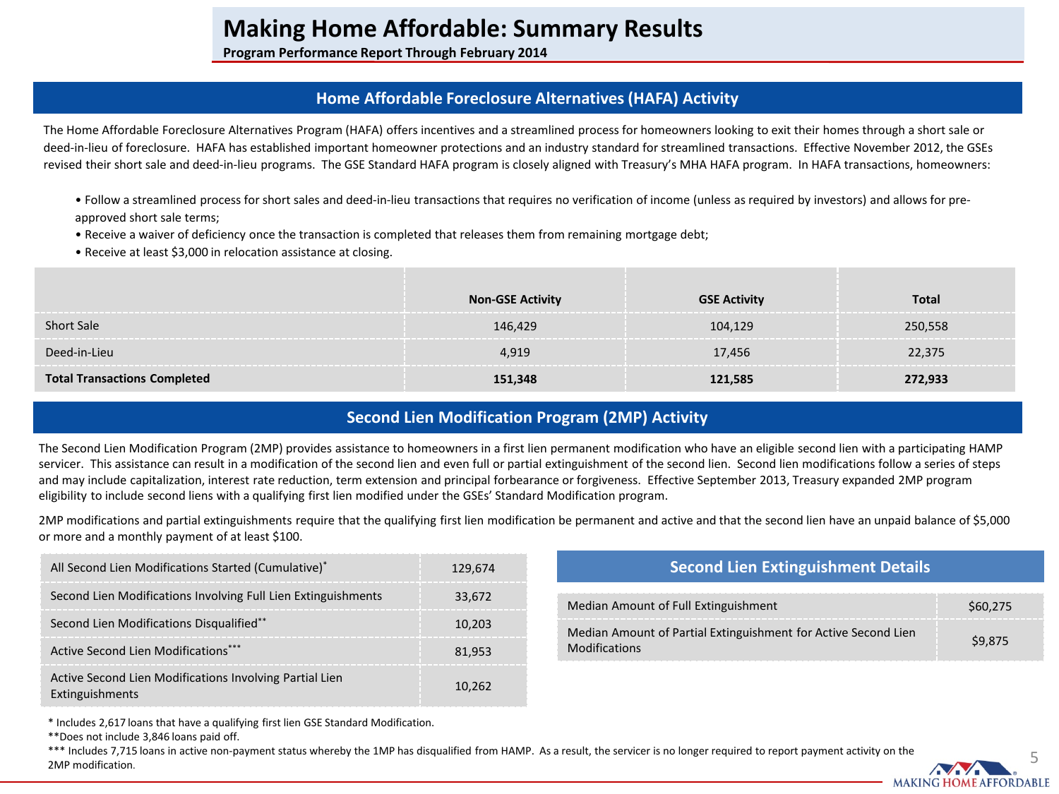# Making Home Affordable: Summary Results

**Program Performance Report Through February 2014**

## Home Affordable Foreclosure Alternatives (HAFA) Activity

The Home Affordable Foreclosure Alternatives Program (HAFA) offers incentives and a streamlined process for homeowners looking to exit their homes through a short sale or deed-in-lieu of foreclosure. HAFA has established important homeowner protections and an industry standard for streamlined transactions. Effective November 2012, the GSEs revised their short sale and deed-in-lieu programs. The GSE Standard HAFA program is closely aligned with Treasury's MHA HAFA program. In HAFA transactions, homeowners:

- Follow a streamlined process for short sales and deed-in-lieu transactions that requires no verification of income (unless as required by investors) and allows for pre-approved short sale terms;
- Receive a waiver of deficiency once the transaction is completed that releases them from remaining mortgage debt;
- Receive at least $3,000 in relocation assistance at closing.

| | Non-GSE Activity | GSE Activity | Total |
|---|---|---|---|
| Short Sale | 146,429 | 104,129 | 250,558 |
| Deed-in-Lieu | 4,919 | 17,456 | 22,375 |
| **Total Transactions Completed** | **151,348** | **121,585** | **272,933** |

## Second Lien Modification Program (2MP) Activity

The Second Lien Modification Program (2MP) provides assistance to homeowners in a first lien permanent modification who have an eligible second lien with a participating HAMP servicer. This assistance can result in a modification of the second lien and even full or partial extinguishment of the second lien. Second lien modifications follow a series of steps and may include capitalization, interest rate reduction, term extension and principal forbearance or forgiveness. Effective September 2013, Treasury expanded 2MP program eligibility to include second liens with a qualifying first lien modified under the GSEs' Standard Modification program.

2MP modifications and partial extinguishments require that the qualifying first lien modification be permanent and active and that the second lien have an unpaid balance of $5,000 or more and a monthly payment of at least $100.

| | |
|---|---|
| All Second Lien Modifications Started (Cumulative)* | 129,674 |
| Second Lien Modifications Involving Full Lien Extinguishments | 33,672 |
| Second Lien Modifications Disqualified** | 10,203 |
| Active Second Lien Modifications*** | 81,953 |
| Active Second Lien Modifications Involving Partial Lien Extinguishments | 10,262 |

### Second Lien Extinguishment Details

| | |
|---|---|
| Median Amount of Full Extinguishment | $60,275 |
| Median Amount of Partial Extinguishment for Active Second Lien Modifications | $9,875 |

\* Includes 2,617 loans that have a qualifying first lien GSE Standard Modification.

\*\*Does not include 3,846 loans paid off.

\*\*\* Includes 7,715 loans in active non-payment status whereby the 1MP has disqualified from HAMP. As a result, the servicer is no longer required to report payment activity on the 2MP modification.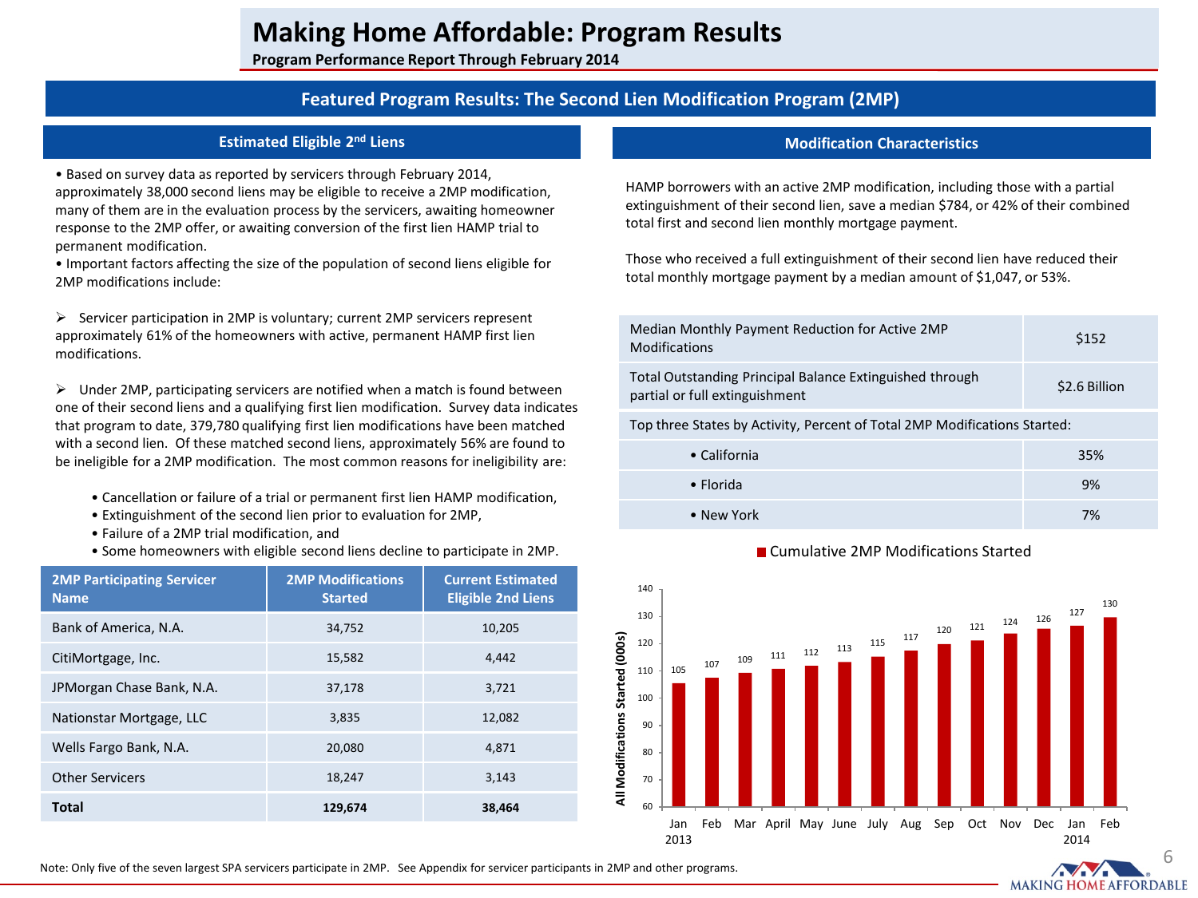# Making Home Affordable: Program Results

**Program Performance Report Through February 2014**

## Featured Program Results: The Second Lien Modification Program (2MP)

### Estimated Eligible 2nd Liens

- Based on survey data as reported by servicers through February 2014, approximately 38,000 second liens may be eligible to receive a 2MP modification, many of them are in the evaluation process by the servicers, awaiting homeowner response to the 2MP offer, or awaiting conversion of the first lien HAMP trial to permanent modification.
- Important factors affecting the size of the population of second liens eligible for 2MP modifications include:

  - Servicer participation in 2MP is voluntary; current 2MP servicers represent approximately 61% of the homeowners with active, permanent HAMP first lien modifications.

  - Under 2MP, participating servicers are notified when a match is found between one of their second liens and a qualifying first lien modification. Survey data indicates that program to date, 379,780 qualifying first lien modifications have been matched with a second lien. Of these matched second liens, approximately 56% are found to be ineligible for a 2MP modification. The most common reasons for ineligibility are:

    - Cancellation or failure of a trial or permanent first lien HAMP modification,
    - Extinguishment of the second lien prior to evaluation for 2MP,
    - Failure of a 2MP trial modification, and
    - Some homeowners with eligible second liens decline to participate in 2MP.

| 2MP Participating Servicer Name | 2MP Modifications Started | Current Estimated Eligible 2nd Liens |
|---|---|---|
| Bank of America, N.A. | 34,752 | 10,205 |
| CitiMortgage, Inc. | 15,582 | 4,442 |
| JPMorgan Chase Bank, N.A. | 37,178 | 3,721 |
| Nationstar Mortgage, LLC | 3,835 | 12,082 |
| Wells Fargo Bank, N.A. | 20,080 | 4,871 |
| Other Servicers | 18,247 | 3,143 |
| **Total** | **129,674** | **38,464** |

### Modification Characteristics

HAMP borrowers with an active 2MP modification, including those with a partial extinguishment of their second lien, save a median $784, or 42% of their combined total first and second lien monthly mortgage payment.

Those who received a full extinguishment of their second lien have reduced their total monthly mortgage payment by a median amount of $1,047, or 53%.

| | |
|---|---|
| Median Monthly Payment Reduction for Active 2MP Modifications | $152 |
| Total Outstanding Principal Balance Extinguished through partial or full extinguishment | $2.6 Billion |
| Top three States by Activity, Percent of Total 2MP Modifications Started: | |
| • California | 35% |
| • Florida | 9% |
| • New York | 7% |

**Cumulative 2MP Modifications Started**

| Month | All Modifications Started (000s) |
|---|---|
| Jan 2013 | 105 |
| Feb | 107 |
| Mar | 109 |
| April | 111 |
| May | 112 |
| June | 113 |
| July | 115 |
| Aug | 117 |
| Sep | 120 |
| Oct | 121 |
| Nov | 124 |
| Dec | 126 |
| Jan 2014 | 127 |
| Feb | 130 |

Note: Only five of the seven largest SPA servicers participate in 2MP. See Appendix for servicer participants in 2MP and other programs.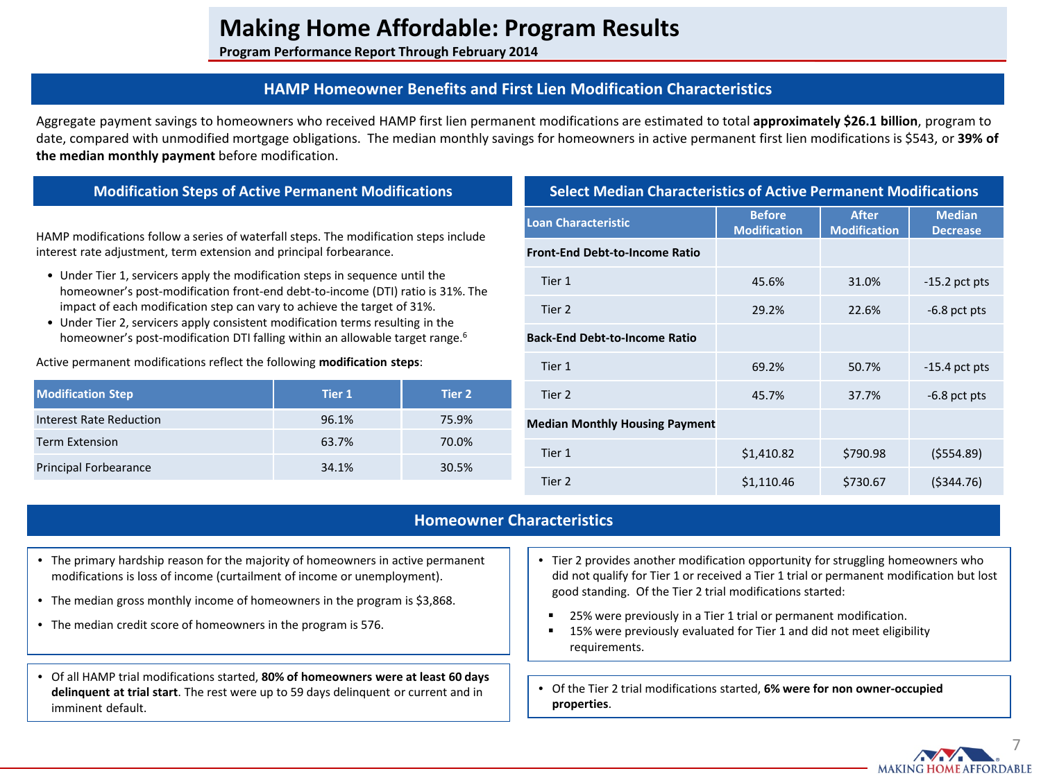# Making Home Affordable: Program Results

**Program Performance Report Through February 2014**

## HAMP Homeowner Benefits and First Lien Modification Characteristics

Aggregate payment savings to homeowners who received HAMP first lien permanent modifications are estimated to total **approximately $26.1 billion**, program to date, compared with unmodified mortgage obligations. The median monthly savings for homeowners in active permanent first lien modifications is $543, or **39% of the median monthly payment** before modification.

### Modification Steps of Active Permanent Modifications

HAMP modifications follow a series of waterfall steps. The modification steps include interest rate adjustment, term extension and principal forbearance.

- Under Tier 1, servicers apply the modification steps in sequence until the homeowner's post-modification front-end debt-to-income (DTI) ratio is 31%. The impact of each modification step can vary to achieve the target of 31%.
- Under Tier 2, servicers apply consistent modification terms resulting in the homeowner's post-modification DTI falling within an allowable target range.[6]

Active permanent modifications reflect the following **modification steps**:

| Modification Step | Tier 1 | Tier 2 |
|---|---|---|
| Interest Rate Reduction | 96.1% | 75.9% |
| Term Extension | 63.7% | 70.0% |
| Principal Forbearance | 34.1% | 30.5% |

### Select Median Characteristics of Active Permanent Modifications

| Loan Characteristic | Before Modification | After Modification | Median Decrease |
|---|---|---|---|
| **Front-End Debt-to-Income Ratio** | | | |
| Tier 1 | 45.6% | 31.0% | -15.2 pct pts |
| Tier 2 | 29.2% | 22.6% | -6.8 pct pts |
| **Back-End Debt-to-Income Ratio** | | | |
| Tier 1 | 69.2% | 50.7% | -15.4 pct pts |
| Tier 2 | 45.7% | 37.7% | -6.8 pct pts |
| **Median Monthly Housing Payment** | | | |
| Tier 1 | $1,410.82 | $790.98 | ($554.89) |
| Tier 2 | $1,110.46 | $730.67 | ($344.76) |

## Homeowner Characteristics

- The primary hardship reason for the majority of homeowners in active permanent modifications is loss of income (curtailment of income or unemployment).
- The median gross monthly income of homeowners in the program is $3,868.
- The median credit score of homeowners in the program is 576.

- Of all HAMP trial modifications started, **80% of homeowners were at least 60 days delinquent at trial start**. The rest were up to 59 days delinquent or current and in imminent default.

- Tier 2 provides another modification opportunity for struggling homeowners who did not qualify for Tier 1 or received a Tier 1 trial or permanent modification but lost good standing. Of the Tier 2 trial modifications started:
  - 25% were previously in a Tier 1 trial or permanent modification.
  - 15% were previously evaluated for Tier 1 and did not meet eligibility requirements.

- Of the Tier 2 trial modifications started, **6% were for non owner-occupied properties**.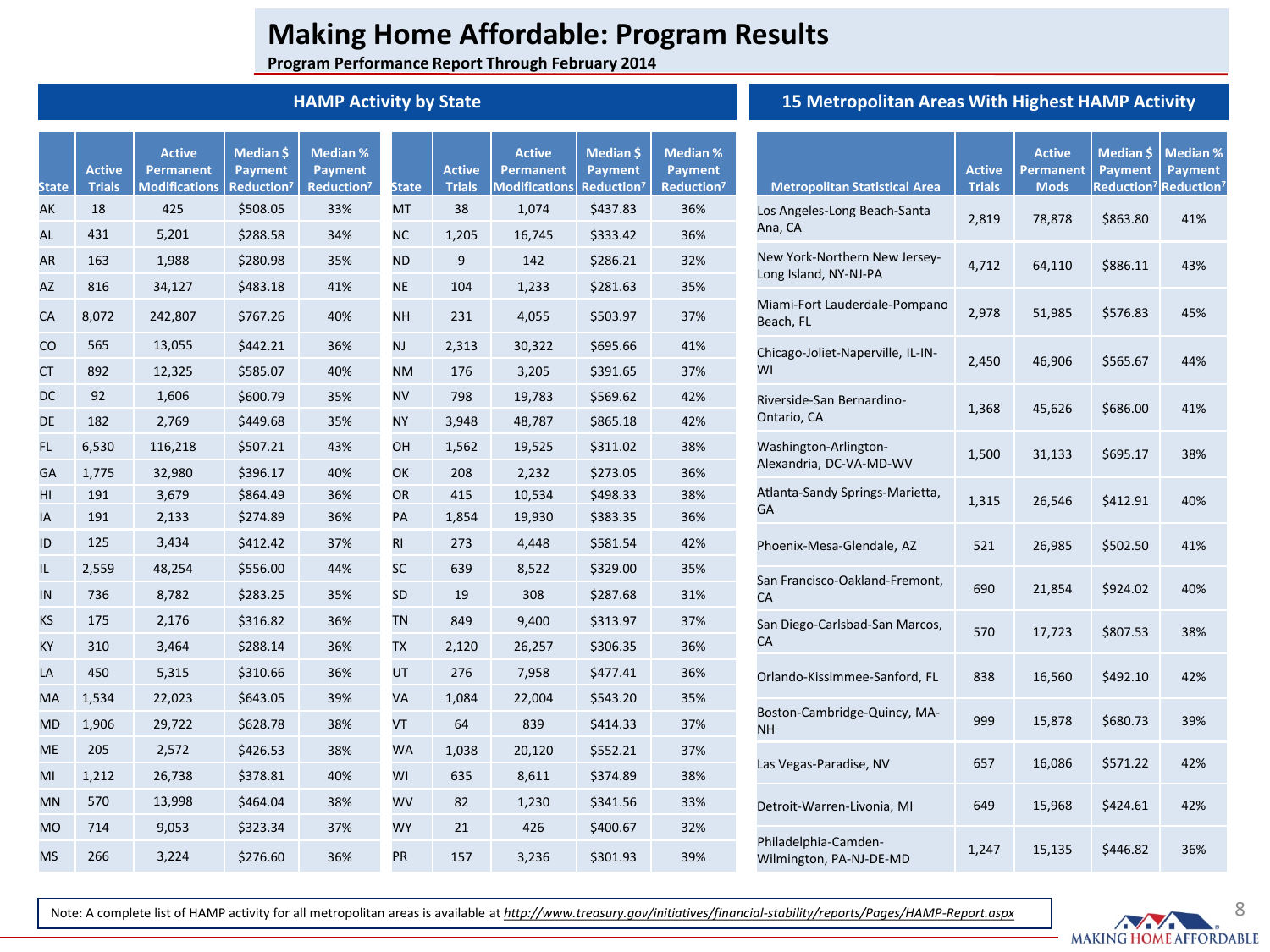# Making Home Affordable: Program Results

**Program Performance Report Through February 2014**

## HAMP Activity by State

| State | Active Trials | Active Permanent Modifications | Median $ Payment Reduction[7] | Median % Payment Reduction[7] |
|---|---|---|---|---|
| AK | 18 | 425 | $508.05 | 33% |
| AL | 431 | 5,201 | $288.58 | 34% |
| AR | 163 | 1,988 | $280.98 | 35% |
| AZ | 816 | 34,127 | $483.18 | 41% |
| CA | 8,072 | 242,807 | $767.26 | 40% |
| CO | 565 | 13,055 | $442.21 | 36% |
| CT | 892 | 12,325 | $585.07 | 40% |
| DC | 92 | 1,606 | $600.79 | 35% |
| DE | 182 | 2,769 | $449.68 | 35% |
| FL | 6,530 | 116,218 | $507.21 | 43% |
| GA | 1,775 | 32,980 | $396.17 | 40% |
| HI | 191 | 3,679 | $864.49 | 36% |
| IA | 191 | 2,133 | $274.89 | 36% |
| ID | 125 | 3,434 | $412.42 | 37% |
| IL | 2,559 | 48,254 | $556.00 | 44% |
| IN | 736 | 8,782 | $283.25 | 35% |
| KS | 175 | 2,176 | $316.82 | 36% |
| KY | 310 | 3,464 | $288.14 | 36% |
| LA | 450 | 5,315 | $310.66 | 36% |
| MA | 1,534 | 22,023 | $643.05 | 39% |
| MD | 1,906 | 29,722 | $628.78 | 38% |
| ME | 205 | 2,572 | $426.53 | 38% |
| MI | 1,212 | 26,738 | $378.81 | 40% |
| MN | 570 | 13,998 | $464.04 | 38% |
| MO | 714 | 9,053 | $323.34 | 37% |
| MS | 266 | 3,224 | $276.60 | 36% |
| MT | 38 | 1,074 | $437.83 | 36% |
| NC | 1,205 | 16,745 | $333.42 | 36% |
| ND | 9 | 142 | $286.21 | 32% |
| NE | 104 | 1,233 | $281.63 | 35% |
| NH | 231 | 4,055 | $503.97 | 37% |
| NJ | 2,313 | 30,322 | $695.66 | 41% |
| NM | 176 | 3,205 | $391.65 | 37% |
| NV | 798 | 19,783 | $569.62 | 42% |
| NY | 3,948 | 48,787 | $865.18 | 42% |
| OH | 1,562 | 19,525 | $311.02 | 38% |
| OK | 208 | 2,232 | $273.05 | 36% |
| OR | 415 | 10,534 | $498.33 | 38% |
| PA | 1,854 | 19,930 | $383.35 | 36% |
| RI | 273 | 4,448 | $581.54 | 42% |
| SC | 639 | 8,522 | $329.00 | 35% |
| SD | 19 | 308 | $287.68 | 31% |
| TN | 849 | 9,400 | $313.97 | 37% |
| TX | 2,120 | 26,257 | $306.35 | 36% |
| UT | 276 | 7,958 | $477.41 | 36% |
| VA | 1,084 | 22,004 | $543.20 | 35% |
| VT | 64 | 839 | $414.33 | 37% |
| WA | 1,038 | 20,120 | $552.21 | 37% |
| WI | 635 | 8,611 | $374.89 | 38% |
| WV | 82 | 1,230 | $341.56 | 33% |
| WY | 21 | 426 | $400.67 | 32% |
| PR | 157 | 3,236 | $301.93 | 39% |

## 15 Metropolitan Areas With Highest HAMP Activity

| Metropolitan Statistical Area | Active Trials | Active Permanent Mods | Median $ Payment Reduction[7] | Median % Payment Reduction[7] |
|---|---|---|---|---|
| Los Angeles-Long Beach-Santa Ana, CA | 2,819 | 78,878 | $863.80 | 41% |
| New York-Northern New Jersey-Long Island, NY-NJ-PA | 4,712 | 64,110 | $886.11 | 43% |
| Miami-Fort Lauderdale-Pompano Beach, FL | 2,978 | 51,985 | $576.83 | 45% |
| Chicago-Joliet-Naperville, IL-IN-WI | 2,450 | 46,906 | $565.67 | 44% |
| Riverside-San Bernardino-Ontario, CA | 1,368 | 45,626 | $686.00 | 41% |
| Washington-Arlington-Alexandria, DC-VA-MD-WV | 1,500 | 31,133 | $695.17 | 38% |
| Atlanta-Sandy Springs-Marietta, GA | 1,315 | 26,546 | $412.91 | 40% |
| Phoenix-Mesa-Glendale, AZ | 521 | 26,985 | $502.50 | 41% |
| San Francisco-Oakland-Fremont, CA | 690 | 21,854 | $924.02 | 40% |
| San Diego-Carlsbad-San Marcos, CA | 570 | 17,723 | $807.53 | 38% |
| Orlando-Kissimmee-Sanford, FL | 838 | 16,560 | $492.10 | 42% |
| Boston-Cambridge-Quincy, MA-NH | 999 | 15,878 | $680.73 | 39% |
| Las Vegas-Paradise, NV | 657 | 16,086 | $571.22 | 42% |
| Detroit-Warren-Livonia, MI | 649 | 15,968 | $424.61 | 42% |
| Philadelphia-Camden-Wilmington, PA-NJ-DE-MD | 1,247 | 15,135 | $446.82 | 36% |

Note: A complete list of HAMP activity for all metropolitan areas is available at *http://www.treasury.gov/initiatives/financial-stability/reports/Pages/HAMP-Report.aspx*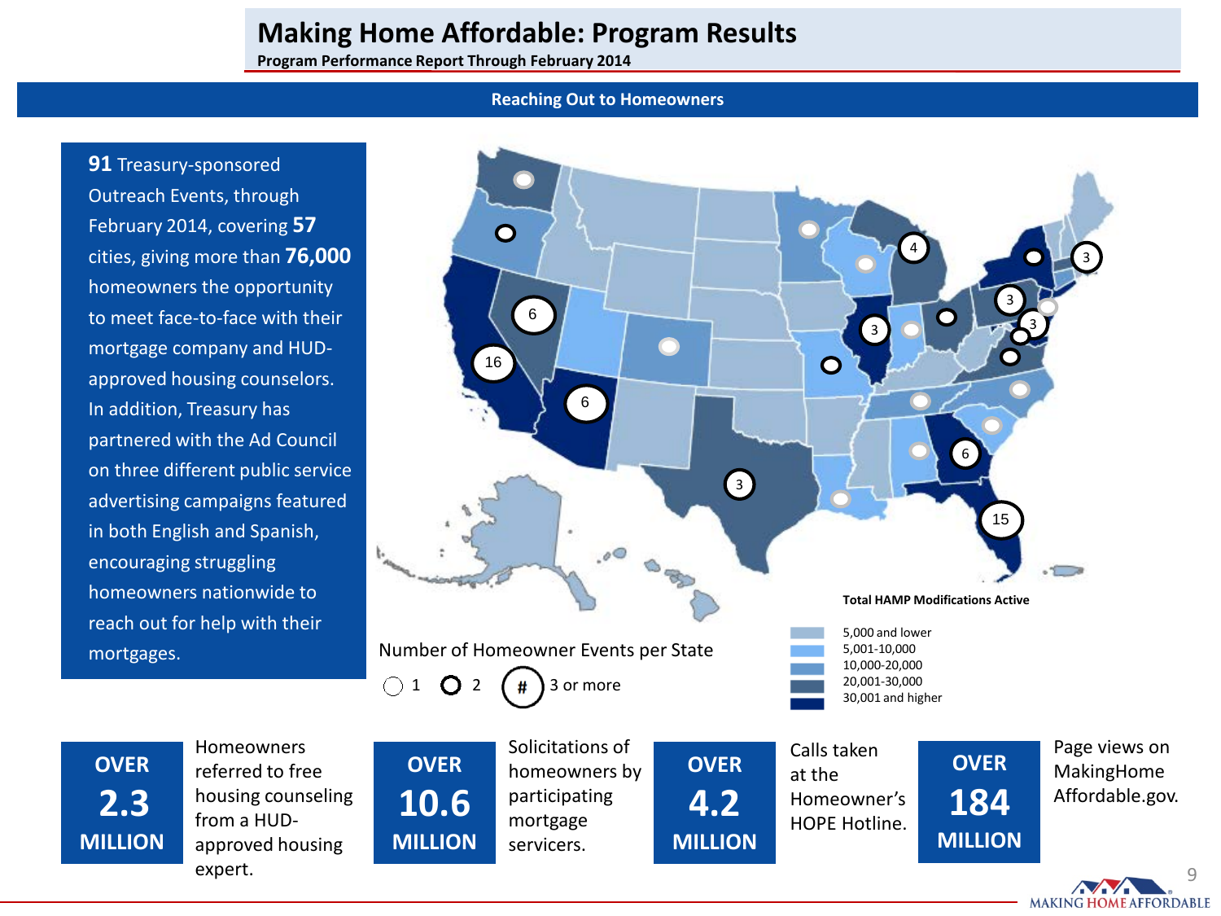# Making Home Affordable: Program Results

**Program Performance Report Through February 2014**

## Reaching Out to Homeowners

**91** Treasury-sponsored Outreach Events, through February 2014, covering **57** cities, giving more than **76,000** homeowners the opportunity to meet face-to-face with their mortgage company and HUD-approved housing counselors. In addition, Treasury has partnered with the Ad Council on three different public service advertising campaigns featured in both English and Spanish, encouraging struggling homeowners nationwide to reach out for help with their mortgages.

Number of Homeowner Events per State

1 | 2 | # 3 or more

**Total HAMP Modifications Active**

- 5,000 and lower
- 5,001-10,000
- 10,000-20,000
- 20,001-30,000
- 30,001 and higher

**OVER 2.3 MILLION** Homeowners referred to free housing counseling from a HUD-approved housing expert.

**OVER 10.6 MILLION** Solicitations of homeowners by participating mortgage servicers.

**OVER 4.2 MILLION** Calls taken at the Homeowner's HOPE Hotline.

**OVER 184 MILLION** Page views on MakingHomeAffordable.gov.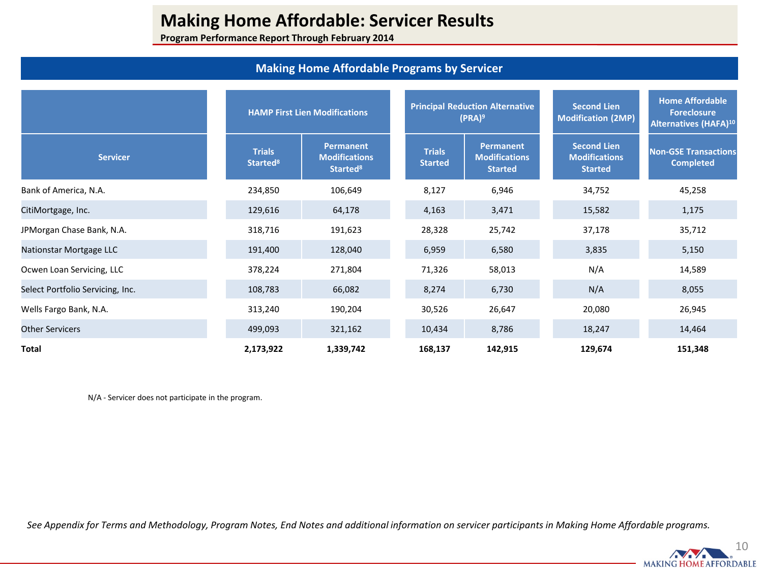# Making Home Affordable: Servicer Results

**Program Performance Report Through February 2014**

## Making Home Affordable Programs by Servicer

| | HAMP First Lien Modifications | | Principal Reduction Alternative (PRA)[9] | | Second Lien Modification (2MP) | Home Affordable Foreclosure Alternatives (HAFA)[10] |
|---|---|---|---|---|---|---|
| **Servicer** | **Trials Started[8]** | **Permanent Modifications Started[8]** | **Trials Started** | **Permanent Modifications Started** | **Second Lien Modifications Started** | **Non-GSE Transactions Completed** |
| Bank of America, N.A. | 234,850 | 106,649 | 8,127 | 6,946 | 34,752 | 45,258 |
| CitiMortgage, Inc. | 129,616 | 64,178 | 4,163 | 3,471 | 15,582 | 1,175 |
| JPMorgan Chase Bank, N.A. | 318,716 | 191,623 | 28,328 | 25,742 | 37,178 | 35,712 |
| Nationstar Mortgage LLC | 191,400 | 128,040 | 6,959 | 6,580 | 3,835 | 5,150 |
| Ocwen Loan Servicing, LLC | 378,224 | 271,804 | 71,326 | 58,013 | N/A | 14,589 |
| Select Portfolio Servicing, Inc. | 108,783 | 66,082 | 8,274 | 6,730 | N/A | 8,055 |
| Wells Fargo Bank, N.A. | 313,240 | 190,204 | 30,526 | 26,647 | 20,080 | 26,945 |
| Other Servicers | 499,093 | 321,162 | 10,434 | 8,786 | 18,247 | 14,464 |
| **Total** | **2,173,922** | **1,339,742** | **168,137** | **142,915** | **129,674** | **151,348** |

N/A - Servicer does not participate in the program.

*See Appendix for Terms and Methodology, Program Notes, End Notes and additional information on servicer participants in Making Home Affordable programs.*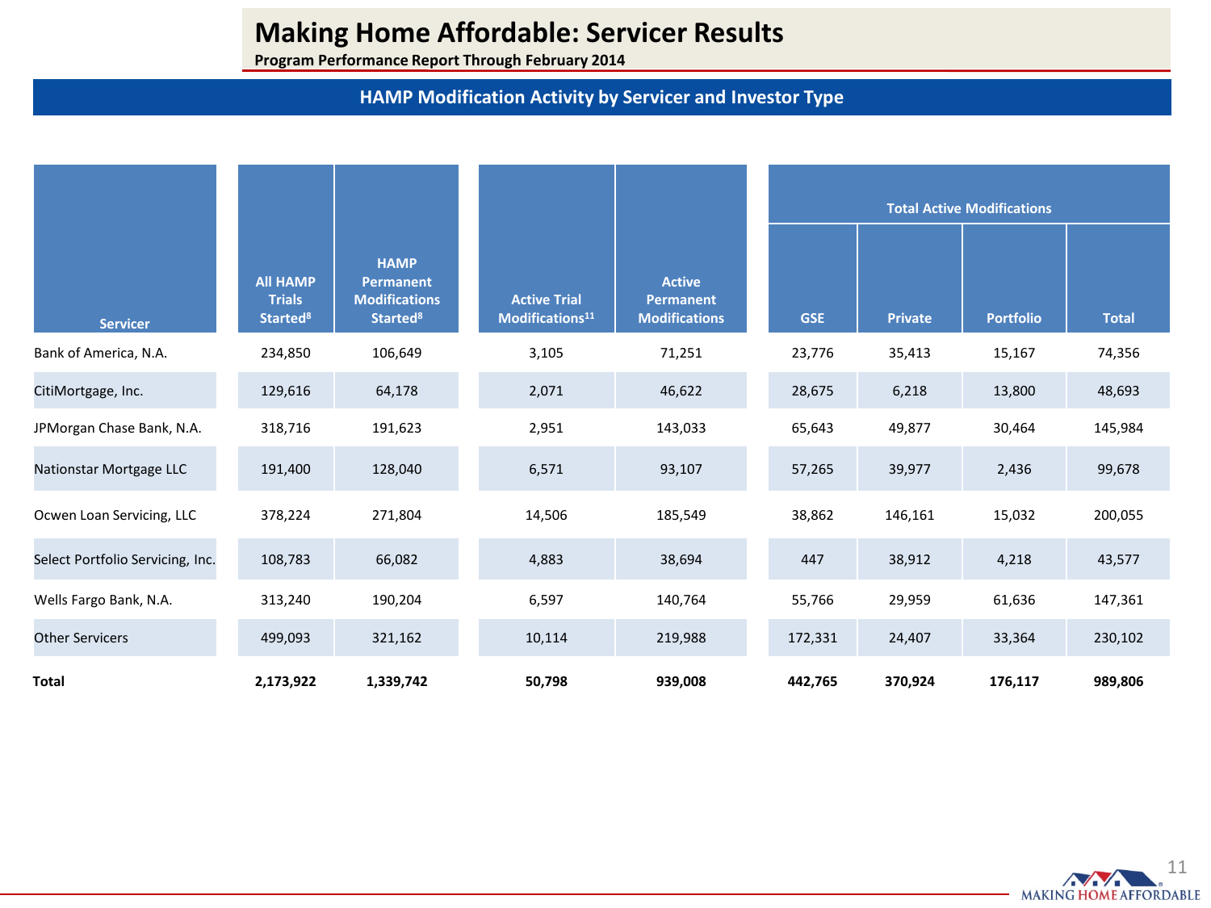# Making Home Affordable: Servicer Results

**Program Performance Report Through February 2014**

## HAMP Modification Activity by Servicer and Investor Type

| Servicer | All HAMP Trials Started[8] | HAMP Permanent Modifications Started[8] | Active Trial Modifications[11] | Active Permanent Modifications | Total Active Modifications | | | |
|---|---|---|---|---|---|---|---|---|
| | | | | | GSE | Private | Portfolio | Total |
| Bank of America, N.A. | 234,850 | 106,649 | 3,105 | 71,251 | 23,776 | 35,413 | 15,167 | 74,356 |
| CitiMortgage, Inc. | 129,616 | 64,178 | 2,071 | 46,622 | 28,675 | 6,218 | 13,800 | 48,693 |
| JPMorgan Chase Bank, N.A. | 318,716 | 191,623 | 2,951 | 143,033 | 65,643 | 49,877 | 30,464 | 145,984 |
| Nationstar Mortgage LLC | 191,400 | 128,040 | 6,571 | 93,107 | 57,265 | 39,977 | 2,436 | 99,678 |
| Ocwen Loan Servicing, LLC | 378,224 | 271,804 | 14,506 | 185,549 | 38,862 | 146,161 | 15,032 | 200,055 |
| Select Portfolio Servicing, Inc. | 108,783 | 66,082 | 4,883 | 38,694 | 447 | 38,912 | 4,218 | 43,577 |
| Wells Fargo Bank, N.A. | 313,240 | 190,204 | 6,597 | 140,764 | 55,766 | 29,959 | 61,636 | 147,361 |
| Other Servicers | 499,093 | 321,162 | 10,114 | 219,988 | 172,331 | 24,407 | 33,364 | 230,102 |
| **Total** | **2,173,922** | **1,339,742** | **50,798** | **939,008** | **442,765** | **370,924** | **176,117** | **989,806** |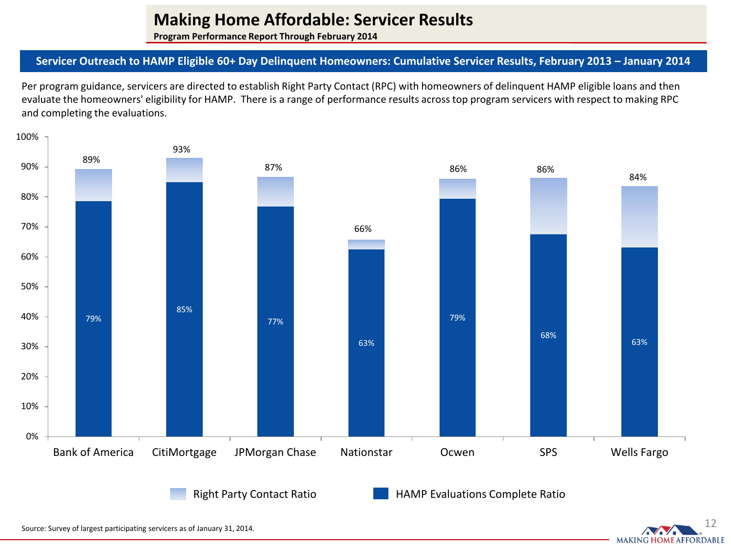# Making Home Affordable: Servicer Results

**Program Performance Report Through February 2014**

## Servicer Outreach to HAMP Eligible 60+ Day Delinquent Homeowners: Cumulative Servicer Results, February 2013 – January 2014

Per program guidance, servicers are directed to establish Right Party Contact (RPC) with homeowners of delinquent HAMP eligible loans and then evaluate the homeowners' eligibility for HAMP. There is a range of performance results across top program servicers with respect to making RPC and completing the evaluations.

| Servicer | Right Party Contact Ratio | HAMP Evaluations Complete Ratio |
|---|---|---|
| Bank of America | 89% | 79% |
| CitiMortgage | 93% | 85% |
| JPMorgan Chase | 87% | 77% |
| Nationstar | 66% | 63% |
| Ocwen | 86% | 79% |
| SPS | 86% | 68% |
| Wells Fargo | 84% | 63% |

Source: Survey of largest participating servicers as of January 31, 2014.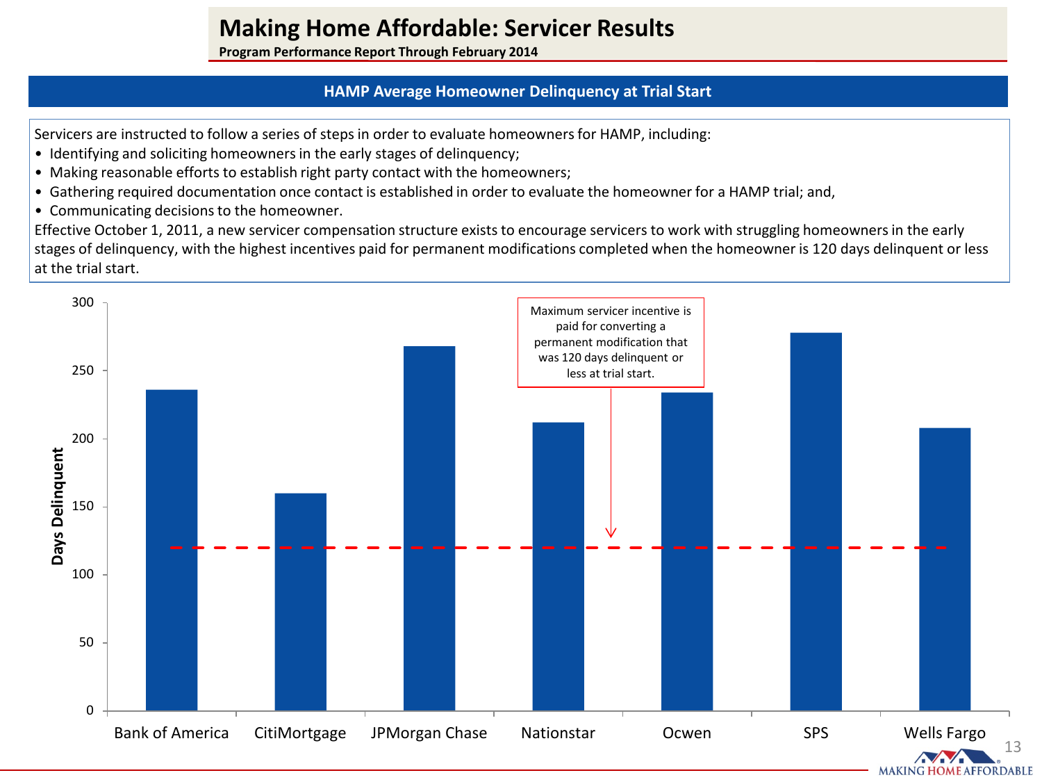# Making Home Affordable: Servicer Results

**Program Performance Report Through February 2014**

## HAMP Average Homeowner Delinquency at Trial Start

Servicers are instructed to follow a series of steps in order to evaluate homeowners for HAMP, including:

- Identifying and soliciting homeowners in the early stages of delinquency;
- Making reasonable efforts to establish right party contact with the homeowners;
- Gathering required documentation once contact is established in order to evaluate the homeowner for a HAMP trial; and,
- Communicating decisions to the homeowner.

Effective October 1, 2011, a new servicer compensation structure exists to encourage servicers to work with struggling homeowners in the early stages of delinquency, with the highest incentives paid for permanent modifications completed when the homeowner is 120 days delinquent or less at the trial start.

Maximum servicer incentive is paid for converting a permanent modification that was 120 days delinquent or less at trial start.

Days Delinquent

| Servicer | Days Delinquent (approx.) |
|---|---|
| Bank of America | 236 |
| CitiMortgage | 160 |
| JPMorgan Chase | 268 |
| Nationstar | 212 |
| Ocwen | 234 |
| SPS | 278 |
| Wells Fargo | 208 |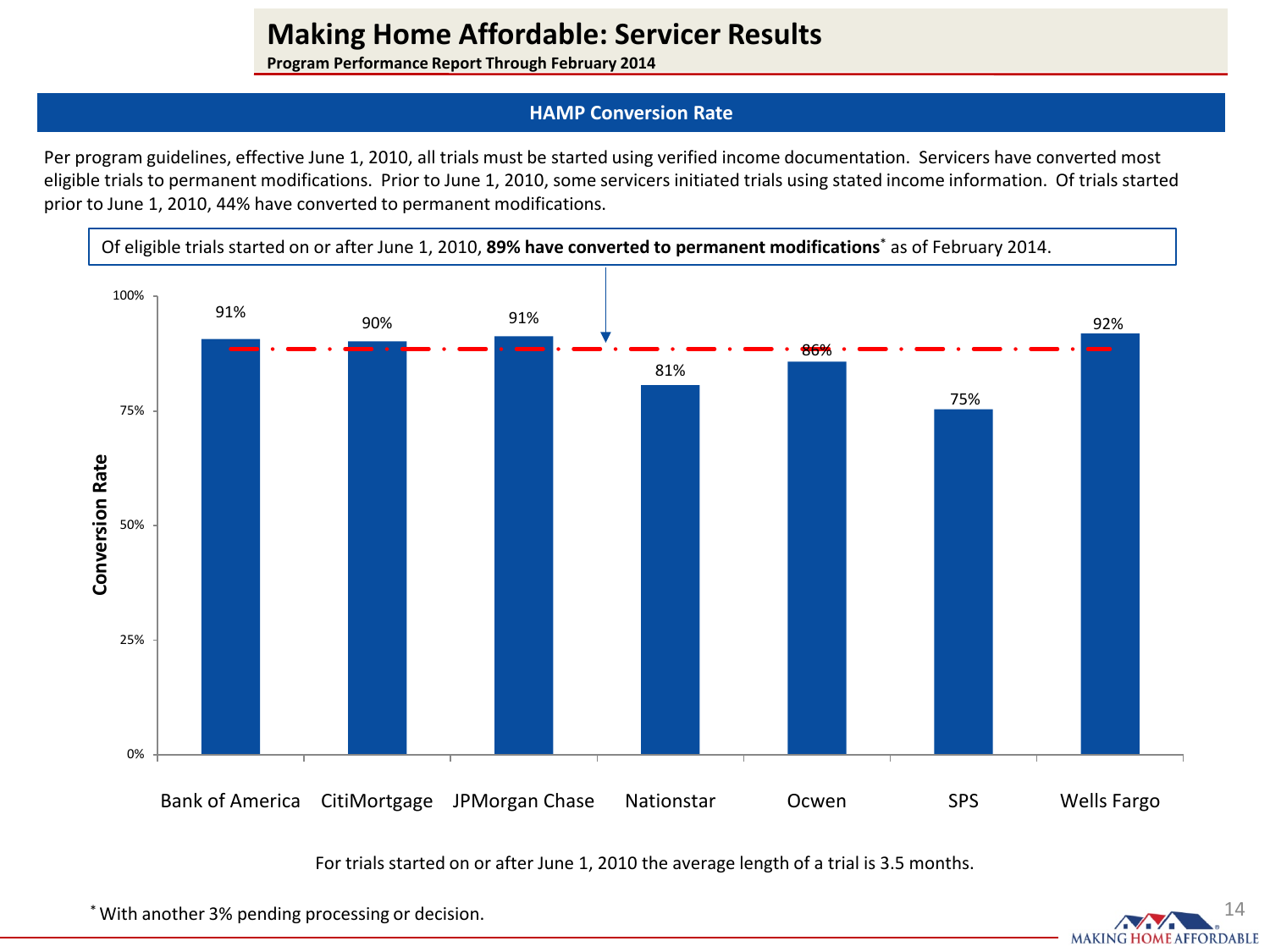# Making Home Affordable: Servicer Results

**Program Performance Report Through February 2014**

## HAMP Conversion Rate

Per program guidelines, effective June 1, 2010, all trials must be started using verified income documentation. Servicers have converted most eligible trials to permanent modifications. Prior to June 1, 2010, some servicers initiated trials using stated income information. Of trials started prior to June 1, 2010, 44% have converted to permanent modifications.

Of eligible trials started on or after June 1, 2010, **89% have converted to permanent modifications*** as of February 2014.

| Servicer | Conversion Rate |
| --- | --- |
| Bank of America | 91% |
| CitiMortgage | 90% |
| JPMorgan Chase | 91% |
| Nationstar | 81% |
| Ocwen | 86% |
| SPS | 75% |
| Wells Fargo | 92% |

For trials started on or after June 1, 2010 the average length of a trial is 3.5 months.

* With another 3% pending processing or decision.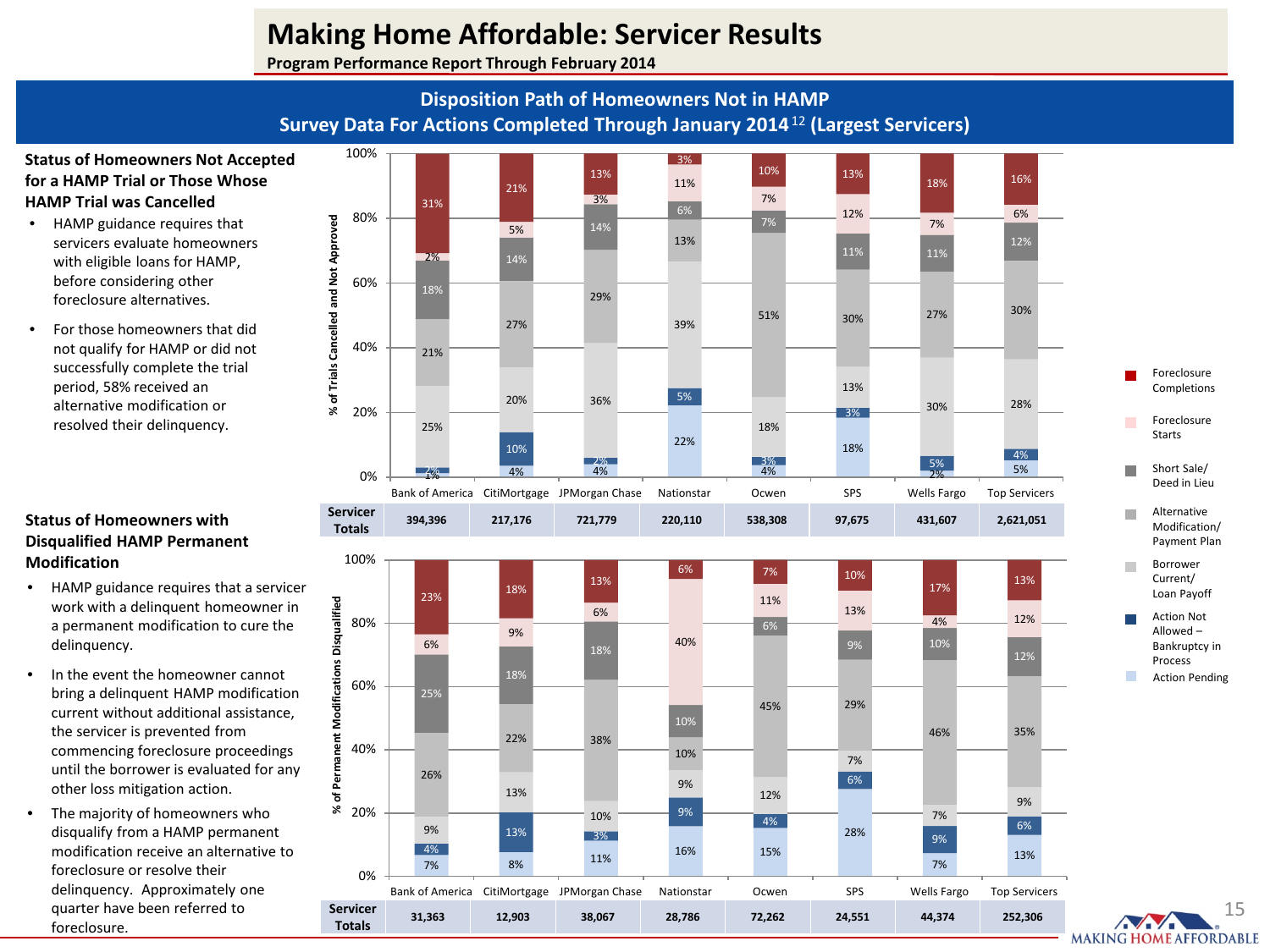# Making Home Affordable: Servicer Results

**Program Performance Report Through February 2014**

## Disposition Path of Homeowners Not in HAMP

## Survey Data For Actions Completed Through January 2014[12] (Largest Servicers)

### Status of Homeowners Not Accepted for a HAMP Trial or Those Whose HAMP Trial was Cancelled

- HAMP guidance requires that servicers evaluate homeowners with eligible loans for HAMP, before considering other foreclosure alternatives.
- For those homeowners that did not qualify for HAMP or did not successfully complete the trial period, 58% received an alternative modification or resolved their delinquency.

% of Trials Cancelled and Not Approved

| | Bank of America | CitiMortgage | JPMorgan Chase | Nationstar | Ocwen | SPS | Wells Fargo | Top Servicers |
|---|---|---|---|---|---|---|---|---|
| Foreclosure Completions | 31% | 21% | 13% | 3% | 10% | 13% | 18% | 16% |
| Foreclosure Starts | 2% | 5% | 3% | 11% | 7% | 12% | 7% | 6% |
| Short Sale/ Deed in Lieu | 18% | 14% | 14% | 6% | 7% | 11% | 11% | 12% |
| Alternative Modification/ Payment Plan | 21% | 27% | 29% | 13% | 51% | 30% | 27% | 30% |
| Borrower Current/ Loan Payoff | 25% | 20% | 36% | 39% | 18% | 13% | 30% | 28% |
| Action Not Allowed – Bankruptcy in Process | 2% | 10% | 2% | 5% | 3% | 3% | 5% | 4% |
| Action Pending | 1% | 4% | 4% | 22% | 4% | 18% | 2% | 5% |
| Servicer Totals | 394,396 | 217,176 | 721,779 | 220,110 | 538,308 | 97,675 | 431,607 | 2,621,051 |

### Status of Homeowners with Disqualified HAMP Permanent Modification

- HAMP guidance requires that a servicer work with a delinquent homeowner in a permanent modification to cure the delinquency.
- In the event the homeowner cannot bring a delinquent HAMP modification current without additional assistance, the servicer is prevented from commencing foreclosure proceedings until the borrower is evaluated for any other loss mitigation action.
- The majority of homeowners who disqualify from a HAMP permanent modification receive an alternative to foreclosure or resolve their delinquency. Approximately one quarter have been referred to foreclosure.

% of Permanent Modifications Disqualified

| | Bank of America | CitiMortgage | JPMorgan Chase | Nationstar | Ocwen | SPS | Wells Fargo | Top Servicers |
|---|---|---|---|---|---|---|---|---|
| Foreclosure Completions | 23% | 18% | 13% | 6% | 7% | 10% | 17% | 13% |
| Foreclosure Starts | 6% | 9% | 6% | 40% | 11% | 13% | 4% | 12% |
| Short Sale/ Deed in Lieu | 25% | 18% | 18% | 10% | 6% | 9% | 10% | 12% |
| Alternative Modification/ Payment Plan | 26% | 22% | 38% | 10% | 45% | 29% | 46% | 35% |
| Borrower Current/ Loan Payoff | 9% | 13% | 10% | 9% | 12% | 7% | 7% | 9% |
| Action Not Allowed – Bankruptcy in Process | 4% | 13% | 3% | 9% | 4% | 6% | 9% | 6% |
| Action Pending | 7% | 8% | 11% | 16% | 15% | 28% | 7% | 13% |
| Servicer Totals | 31,363 | 12,903 | 38,067 | 28,786 | 72,262 | 24,551 | 44,374 | 252,306 |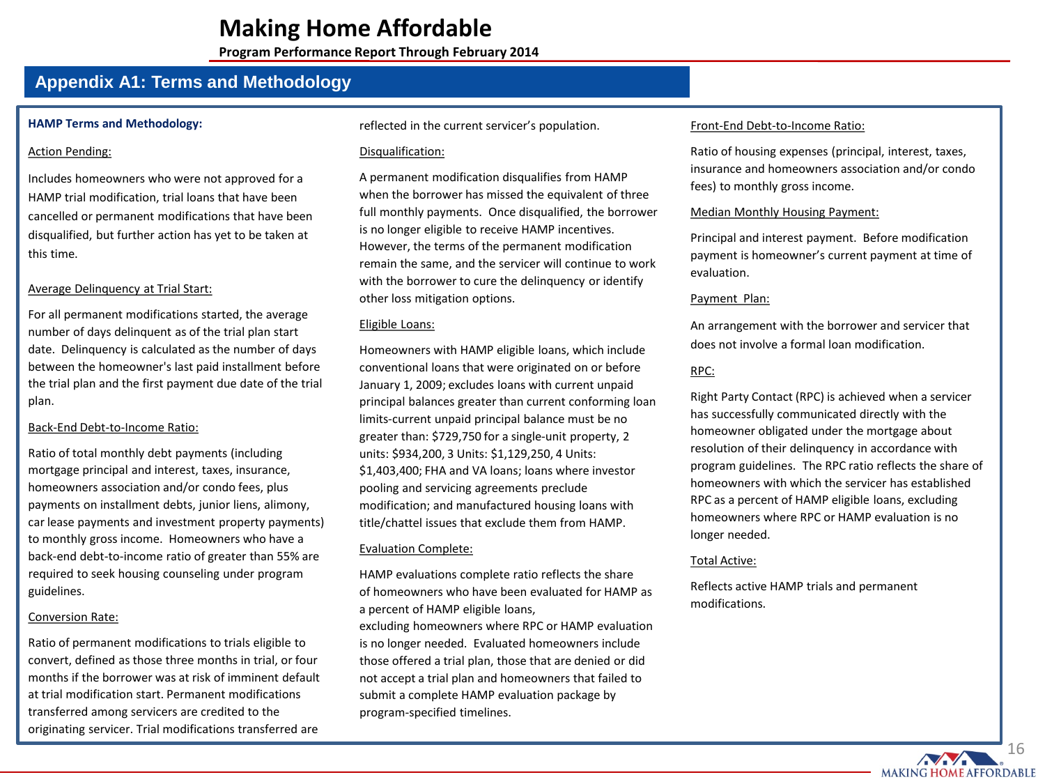# Making Home Affordable

**Program Performance Report Through February 2014**

## Appendix A1: Terms and Methodology

**HAMP Terms and Methodology:**

Action Pending:

Includes homeowners who were not approved for a HAMP trial modification, trial loans that have been cancelled or permanent modifications that have been disqualified, but further action has yet to be taken at this time.

Average Delinquency at Trial Start:

For all permanent modifications started, the average number of days delinquent as of the trial plan start date. Delinquency is calculated as the number of days between the homeowner's last paid installment before the trial plan and the first payment due date of the trial plan.

Back-End Debt-to-Income Ratio:

Ratio of total monthly debt payments (including mortgage principal and interest, taxes, insurance, homeowners association and/or condo fees, plus payments on installment debts, junior liens, alimony, car lease payments and investment property payments) to monthly gross income. Homeowners who have a back-end debt-to-income ratio of greater than 55% are required to seek housing counseling under program guidelines.

Conversion Rate:

Ratio of permanent modifications to trials eligible to convert, defined as those three months in trial, or four months if the borrower was at risk of imminent default at trial modification start. Permanent modifications transferred among servicers are credited to the originating servicer. Trial modifications transferred are reflected in the current servicer's population.

Disqualification:

A permanent modification disqualifies from HAMP when the borrower has missed the equivalent of three full monthly payments. Once disqualified, the borrower is no longer eligible to receive HAMP incentives. However, the terms of the permanent modification remain the same, and the servicer will continue to work with the borrower to cure the delinquency or identify other loss mitigation options.

Eligible Loans:

Homeowners with HAMP eligible loans, which include conventional loans that were originated on or before January 1, 2009; excludes loans with current unpaid principal balances greater than current conforming loan limits-current unpaid principal balance must be no greater than: $729,750 for a single-unit property, 2 units: $934,200, 3 Units: $1,129,250, 4 Units: $1,403,400; FHA and VA loans; loans where investor pooling and servicing agreements preclude modification; and manufactured housing loans with title/chattel issues that exclude them from HAMP.

Evaluation Complete:

HAMP evaluations complete ratio reflects the share of homeowners who have been evaluated for HAMP as a percent of HAMP eligible loans, excluding homeowners where RPC or HAMP evaluation is no longer needed. Evaluated homeowners include those offered a trial plan, those that are denied or did not accept a trial plan and homeowners that failed to submit a complete HAMP evaluation package by program-specified timelines.

Front-End Debt-to-Income Ratio:

Ratio of housing expenses (principal, interest, taxes, insurance and homeowners association and/or condo fees) to monthly gross income.

Median Monthly Housing Payment:

Principal and interest payment. Before modification payment is homeowner's current payment at time of evaluation.

Payment Plan:

An arrangement with the borrower and servicer that does not involve a formal loan modification.

RPC:

Right Party Contact (RPC) is achieved when a servicer has successfully communicated directly with the homeowner obligated under the mortgage about resolution of their delinquency in accordance with program guidelines. The RPC ratio reflects the share of homeowners with which the servicer has established RPC as a percent of HAMP eligible loans, excluding homeowners where RPC or HAMP evaluation is no longer needed.

Total Active:

Reflects active HAMP trials and permanent modifications.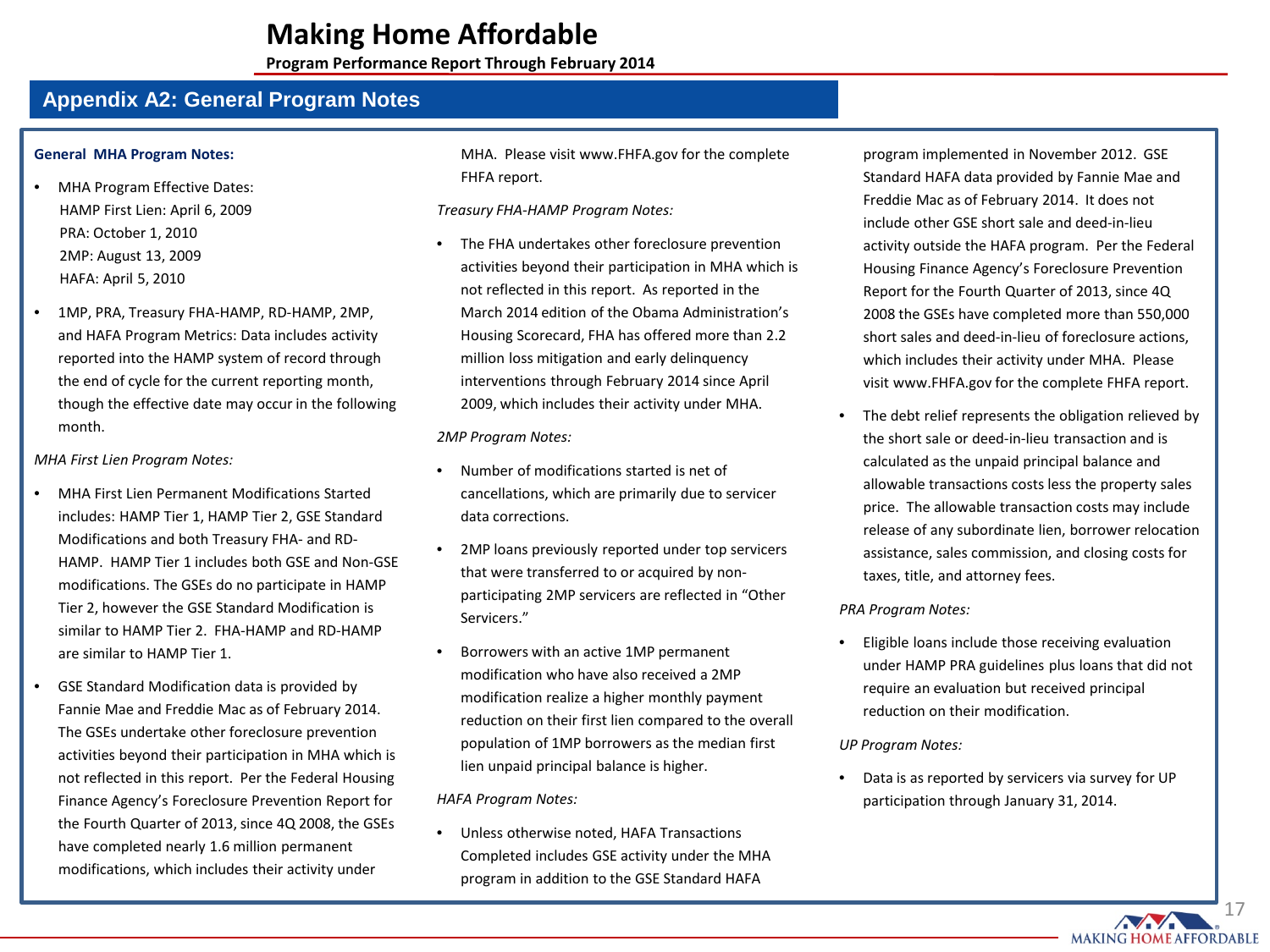# Making Home Affordable

**Program Performance Report Through February 2014**

## Appendix A2: General Program Notes

**General MHA Program Notes:**

- MHA Program Effective Dates:
  HAMP First Lien: April 6, 2009
  PRA: October 1, 2010
  2MP: August 13, 2009
  HAFA: April 5, 2010
- 1MP, PRA, Treasury FHA-HAMP, RD-HAMP, 2MP, and HAFA Program Metrics: Data includes activity reported into the HAMP system of record through the end of cycle for the current reporting month, though the effective date may occur in the following month.

*MHA First Lien Program Notes:*

- MHA First Lien Permanent Modifications Started includes: HAMP Tier 1, HAMP Tier 2, GSE Standard Modifications and both Treasury FHA- and RD-HAMP. HAMP Tier 1 includes both GSE and Non-GSE modifications. The GSEs do no participate in HAMP Tier 2, however the GSE Standard Modification is similar to HAMP Tier 2. FHA-HAMP and RD-HAMP are similar to HAMP Tier 1.
- GSE Standard Modification data is provided by Fannie Mae and Freddie Mac as of February 2014. The GSEs undertake other foreclosure prevention activities beyond their participation in MHA which is not reflected in this report. Per the Federal Housing Finance Agency's Foreclosure Prevention Report for the Fourth Quarter of 2013, since 4Q 2008, the GSEs have completed nearly 1.6 million permanent modifications, which includes their activity under MHA. Please visit www.FHFA.gov for the complete FHFA report.

*Treasury FHA-HAMP Program Notes:*

- The FHA undertakes other foreclosure prevention activities beyond their participation in MHA which is not reflected in this report. As reported in the March 2014 edition of the Obama Administration's Housing Scorecard, FHA has offered more than 2.2 million loss mitigation and early delinquency interventions through February 2014 since April 2009, which includes their activity under MHA.

*2MP Program Notes:*

- Number of modifications started is net of cancellations, which are primarily due to servicer data corrections.
- 2MP loans previously reported under top servicers that were transferred to or acquired by non-participating 2MP servicers are reflected in "Other Servicers."
- Borrowers with an active 1MP permanent modification who have also received a 2MP modification realize a higher monthly payment reduction on their first lien compared to the overall population of 1MP borrowers as the median first lien unpaid principal balance is higher.

*HAFA Program Notes:*

- Unless otherwise noted, HAFA Transactions Completed includes GSE activity under the MHA program in addition to the GSE Standard HAFA program implemented in November 2012. GSE Standard HAFA data provided by Fannie Mae and Freddie Mac as of February 2014. It does not include other GSE short sale and deed-in-lieu activity outside the HAFA program. Per the Federal Housing Finance Agency's Foreclosure Prevention Report for the Fourth Quarter of 2013, since 4Q 2008 the GSEs have completed more than 550,000 short sales and deed-in-lieu of foreclosure actions, which includes their activity under MHA. Please visit www.FHFA.gov for the complete FHFA report.
- The debt relief represents the obligation relieved by the short sale or deed-in-lieu transaction and is calculated as the unpaid principal balance and allowable transactions costs less the property sales price. The allowable transaction costs may include release of any subordinate lien, borrower relocation assistance, sales commission, and closing costs for taxes, title, and attorney fees.

*PRA Program Notes:*

- Eligible loans include those receiving evaluation under HAMP PRA guidelines plus loans that did not require an evaluation but received principal reduction on their modification.

*UP Program Notes:*

- Data is as reported by servicers via survey for UP participation through January 31, 2014.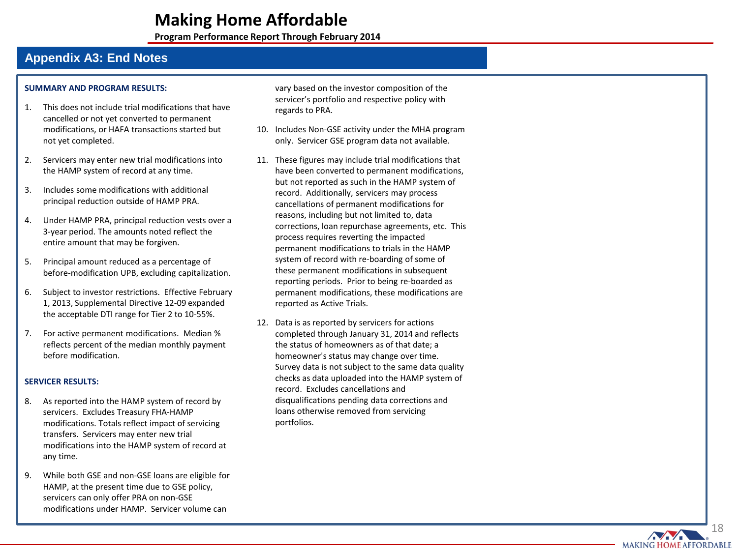# Making Home Affordable

**Program Performance Report Through February 2014**

## Appendix A3: End Notes

**SUMMARY AND PROGRAM RESULTS:**

1. This does not include trial modifications that have cancelled or not yet converted to permanent modifications, or HAFA transactions started but not yet completed.

2. Servicers may enter new trial modifications into the HAMP system of record at any time.

3. Includes some modifications with additional principal reduction outside of HAMP PRA.

4. Under HAMP PRA, principal reduction vests over a 3-year period. The amounts noted reflect the entire amount that may be forgiven.

5. Principal amount reduced as a percentage of before-modification UPB, excluding capitalization.

6. Subject to investor restrictions. Effective February 1, 2013, Supplemental Directive 12-09 expanded the acceptable DTI range for Tier 2 to 10-55%.

7. For active permanent modifications. Median % reflects percent of the median monthly payment before modification.

**SERVICER RESULTS:**

8. As reported into the HAMP system of record by servicers. Excludes Treasury FHA-HAMP modifications. Totals reflect impact of servicing transfers. Servicers may enter new trial modifications into the HAMP system of record at any time.

9. While both GSE and non-GSE loans are eligible for HAMP, at the present time due to GSE policy, servicers can only offer PRA on non-GSE modifications under HAMP. Servicer volume can vary based on the investor composition of the servicer's portfolio and respective policy with regards to PRA.

10. Includes Non-GSE activity under the MHA program only. Servicer GSE program data not available.

11. These figures may include trial modifications that have been converted to permanent modifications, but not reported as such in the HAMP system of record. Additionally, servicers may process cancellations of permanent modifications for reasons, including but not limited to, data corrections, loan repurchase agreements, etc. This process requires reverting the impacted permanent modifications to trials in the HAMP system of record with re-boarding of some of these permanent modifications in subsequent reporting periods. Prior to being re-boarded as permanent modifications, these modifications are reported as Active Trials.

12. Data is as reported by servicers for actions completed through January 31, 2014 and reflects the status of homeowners as of that date; a homeowner's status may change over time. Survey data is not subject to the same data quality checks as data uploaded into the HAMP system of record. Excludes cancellations and disqualifications pending data corrections and loans otherwise removed from servicing portfolios.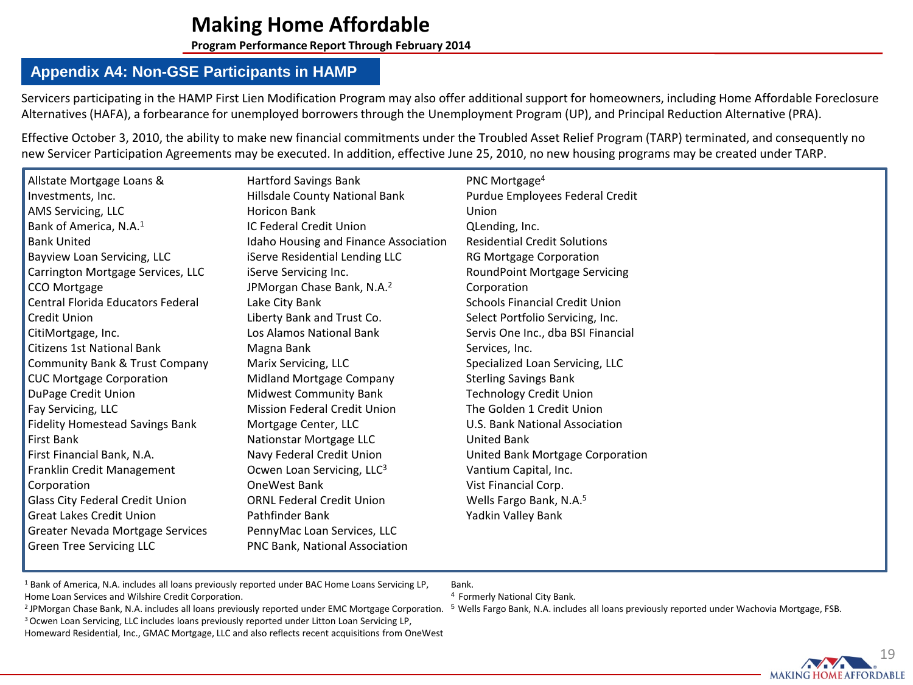# Making Home Affordable

**Program Performance Report Through February 2014**

## Appendix A4: Non-GSE Participants in HAMP

Servicers participating in the HAMP First Lien Modification Program may also offer additional support for homeowners, including Home Affordable Foreclosure Alternatives (HAFA), a forbearance for unemployed borrowers through the Unemployment Program (UP), and Principal Reduction Alternative (PRA).

Effective October 3, 2010, the ability to make new financial commitments under the Troubled Asset Relief Program (TARP) terminated, and consequently no new Servicer Participation Agreements may be executed. In addition, effective June 25, 2010, no new housing programs may be created under TARP.

- Allstate Mortgage Loans & Investments, Inc.
- AMS Servicing, LLC
- Bank of America, N.A.[1]
- Bank United
- Bayview Loan Servicing, LLC
- Carrington Mortgage Services, LLC
- CCO Mortgage
- Central Florida Educators Federal Credit Union
- CitiMortgage, Inc.
- Citizens 1st National Bank
- Community Bank & Trust Company
- CUC Mortgage Corporation
- DuPage Credit Union
- Fay Servicing, LLC
- Fidelity Homestead Savings Bank
- First Bank
- First Financial Bank, N.A.
- Franklin Credit Management Corporation
- Glass City Federal Credit Union
- Great Lakes Credit Union
- Greater Nevada Mortgage Services
- Green Tree Servicing LLC
- Hartford Savings Bank
- Hillsdale County National Bank
- Horicon Bank
- IC Federal Credit Union
- Idaho Housing and Finance Association
- iServe Residential Lending LLC
- iServe Servicing Inc.
- JPMorgan Chase Bank, N.A.[2]
- Lake City Bank
- Liberty Bank and Trust Co.
- Los Alamos National Bank
- Magna Bank
- Marix Servicing, LLC
- Midland Mortgage Company
- Midwest Community Bank
- Mission Federal Credit Union
- Mortgage Center, LLC
- Nationstar Mortgage LLC
- Navy Federal Credit Union
- Ocwen Loan Servicing, LLC[3]
- OneWest Bank
- ORNL Federal Credit Union
- Pathfinder Bank
- PennyMac Loan Services, LLC
- PNC Bank, National Association
- PNC Mortgage[4]
- Purdue Employees Federal Credit Union
- QLending, Inc.
- Residential Credit Solutions
- RG Mortgage Corporation
- RoundPoint Mortgage Servicing Corporation
- Schools Financial Credit Union
- Select Portfolio Servicing, Inc.
- Servis One Inc., dba BSI Financial Services, Inc.
- Specialized Loan Servicing, LLC
- Sterling Savings Bank
- Technology Credit Union
- The Golden 1 Credit Union
- U.S. Bank National Association
- United Bank
- United Bank Mortgage Corporation
- Vantium Capital, Inc.
- Vist Financial Corp.
- Wells Fargo Bank, N.A.[5]
- Yadkin Valley Bank

[1] Bank of America, N.A. includes all loans previously reported under BAC Home Loans Servicing LP, Home Loan Services and Wilshire Credit Corporation.

[2] JPMorgan Chase Bank, N.A. includes all loans previously reported under EMC Mortgage Corporation.

[3] Ocwen Loan Servicing, LLC includes loans previously reported under Litton Loan Servicing LP, Homeward Residential, Inc., GMAC Mortgage, LLC and also reflects recent acquisitions from OneWest Bank.

[4] Formerly National City Bank.

[5] Wells Fargo Bank, N.A. includes all loans previously reported under Wachovia Mortgage, FSB.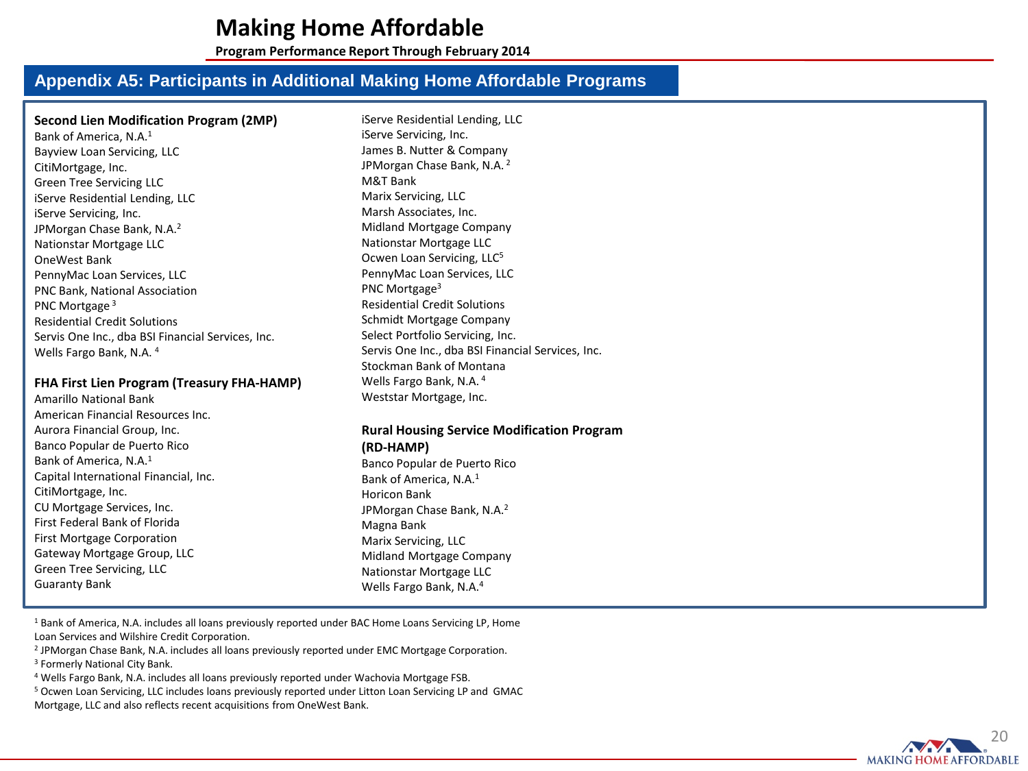# Making Home Affordable

**Program Performance Report Through February 2014**

## Appendix A5: Participants in Additional Making Home Affordable Programs

### Second Lien Modification Program (2MP)

Bank of America, N.A.[1]
Bayview Loan Servicing, LLC
CitiMortgage, Inc.
Green Tree Servicing LLC
iServe Residential Lending, LLC
iServe Servicing, Inc.
JPMorgan Chase Bank, N.A.[2]
Nationstar Mortgage LLC
OneWest Bank
PennyMac Loan Services, LLC
PNC Bank, National Association
PNC Mortgage [3]
Residential Credit Solutions
Servis One Inc., dba BSI Financial Services, Inc.
Wells Fargo Bank, N.A. [4]

### FHA First Lien Program (Treasury FHA-HAMP)

Amarillo National Bank
American Financial Resources Inc.
Aurora Financial Group, Inc.
Banco Popular de Puerto Rico
Bank of America, N.A.[1]
Capital International Financial, Inc.
CitiMortgage, Inc.
CU Mortgage Services, Inc.
First Federal Bank of Florida
First Mortgage Corporation
Gateway Mortgage Group, LLC
Green Tree Servicing, LLC
Guaranty Bank
iServe Residential Lending, LLC
iServe Servicing, Inc.
James B. Nutter & Company
JPMorgan Chase Bank, N.A. [2]
M&T Bank
Marix Servicing, LLC
Marsh Associates, Inc.
Midland Mortgage Company
Nationstar Mortgage LLC
Ocwen Loan Servicing, LLC[5]
PennyMac Loan Services, LLC
PNC Mortgage[3]
Residential Credit Solutions
Schmidt Mortgage Company
Select Portfolio Servicing, Inc.
Servis One Inc., dba BSI Financial Services, Inc.
Stockman Bank of Montana
Wells Fargo Bank, N.A. [4]
Weststar Mortgage, Inc.

### Rural Housing Service Modification Program (RD-HAMP)

Banco Popular de Puerto Rico
Bank of America, N.A.[1]
Horicon Bank
JPMorgan Chase Bank, N.A.[2]
Magna Bank
Marix Servicing, LLC
Midland Mortgage Company
Nationstar Mortgage LLC
Wells Fargo Bank, N.A.[4]

---

[1] Bank of America, N.A. includes all loans previously reported under BAC Home Loans Servicing LP, Home Loan Services and Wilshire Credit Corporation.
[2] JPMorgan Chase Bank, N.A. includes all loans previously reported under EMC Mortgage Corporation.
[3] Formerly National City Bank.
[4] Wells Fargo Bank, N.A. includes all loans previously reported under Wachovia Mortgage FSB.
[5] Ocwen Loan Servicing, LLC includes loans previously reported under Litton Loan Servicing LP and GMAC Mortgage, LLC and also reflects recent acquisitions from OneWest Bank.